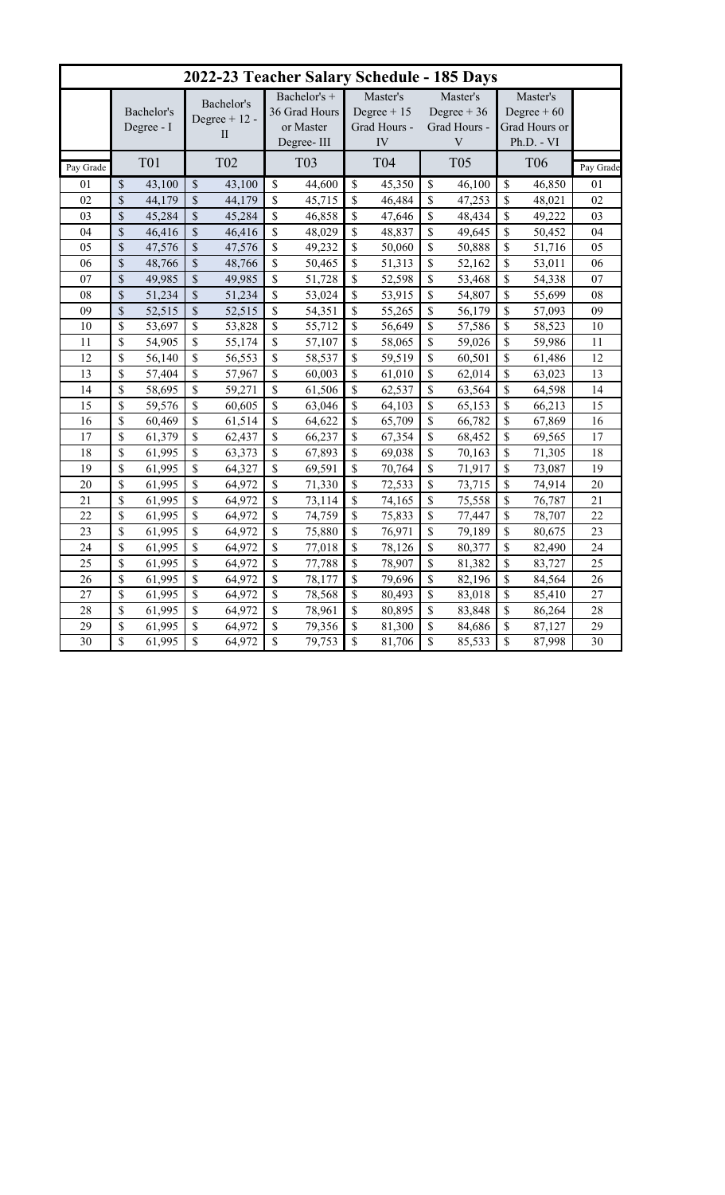# 2022-23 Teacher Salary Schedule - 185 Days

| | Bachelor's Degree - I | Bachelor's Degree + 12 - II | Bachelor's + 36 Grad Hours or Master Degree- III | Master's Degree + 15 Grad Hours - IV | Master's Degree + 36 Grad Hours - V | Master's Degree + 60 Grad Hours or Ph.D. - VI | |
|---|---|---|---|---|---|---|---|
| Pay Grade | T01 | T02 | T03 | T04 | T05 | T06 | Pay Grade |
| 01 | $ 43,100 | $ 43,100 | $ 44,600 | $ 45,350 | $ 46,100 | $ 46,850 | 01 |
| 02 | $ 44,179 | $ 44,179 | $ 45,715 | $ 46,484 | $ 47,253 | $ 48,021 | 02 |
| 03 | $ 45,284 | $ 45,284 | $ 46,858 | $ 47,646 | $ 48,434 | $ 49,222 | 03 |
| 04 | $ 46,416 | $ 46,416 | $ 48,029 | $ 48,837 | $ 49,645 | $ 50,452 | 04 |
| 05 | $ 47,576 | $ 47,576 | $ 49,232 | $ 50,060 | $ 50,888 | $ 51,716 | 05 |
| 06 | $ 48,766 | $ 48,766 | $ 50,465 | $ 51,313 | $ 52,162 | $ 53,011 | 06 |
| 07 | $ 49,985 | $ 49,985 | $ 51,728 | $ 52,598 | $ 53,468 | $ 54,338 | 07 |
| 08 | $ 51,234 | $ 51,234 | $ 53,024 | $ 53,915 | $ 54,807 | $ 55,699 | 08 |
| 09 | $ 52,515 | $ 52,515 | $ 54,351 | $ 55,265 | $ 56,179 | $ 57,093 | 09 |
| 10 | $ 53,697 | $ 53,828 | $ 55,712 | $ 56,649 | $ 57,586 | $ 58,523 | 10 |
| 11 | $ 54,905 | $ 55,174 | $ 57,107 | $ 58,065 | $ 59,026 | $ 59,986 | 11 |
| 12 | $ 56,140 | $ 56,553 | $ 58,537 | $ 59,519 | $ 60,501 | $ 61,486 | 12 |
| 13 | $ 57,404 | $ 57,967 | $ 60,003 | $ 61,010 | $ 62,014 | $ 63,023 | 13 |
| 14 | $ 58,695 | $ 59,271 | $ 61,506 | $ 62,537 | $ 63,564 | $ 64,598 | 14 |
| 15 | $ 59,576 | $ 60,605 | $ 63,046 | $ 64,103 | $ 65,153 | $ 66,213 | 15 |
| 16 | $ 60,469 | $ 61,514 | $ 64,622 | $ 65,709 | $ 66,782 | $ 67,869 | 16 |
| 17 | $ 61,379 | $ 62,437 | $ 66,237 | $ 67,354 | $ 68,452 | $ 69,565 | 17 |
| 18 | $ 61,995 | $ 63,373 | $ 67,893 | $ 69,038 | $ 70,163 | $ 71,305 | 18 |
| 19 | $ 61,995 | $ 64,327 | $ 69,591 | $ 70,764 | $ 71,917 | $ 73,087 | 19 |
| 20 | $ 61,995 | $ 64,972 | $ 71,330 | $ 72,533 | $ 73,715 | $ 74,914 | 20 |
| 21 | $ 61,995 | $ 64,972 | $ 73,114 | $ 74,165 | $ 75,558 | $ 76,787 | 21 |
| 22 | $ 61,995 | $ 64,972 | $ 74,759 | $ 75,833 | $ 77,447 | $ 78,707 | 22 |
| 23 | $ 61,995 | $ 64,972 | $ 75,880 | $ 76,971 | $ 79,189 | $ 80,675 | 23 |
| 24 | $ 61,995 | $ 64,972 | $ 77,018 | $ 78,126 | $ 80,377 | $ 82,490 | 24 |
| 25 | $ 61,995 | $ 64,972 | $ 77,788 | $ 78,907 | $ 81,382 | $ 83,727 | 25 |
| 26 | $ 61,995 | $ 64,972 | $ 78,177 | $ 79,696 | $ 82,196 | $ 84,564 | 26 |
| 27 | $ 61,995 | $ 64,972 | $ 78,568 | $ 80,493 | $ 83,018 | $ 85,410 | 27 |
| 28 | $ 61,995 | $ 64,972 | $ 78,961 | $ 80,895 | $ 83,848 | $ 86,264 | 28 |
| 29 | $ 61,995 | $ 64,972 | $ 79,356 | $ 81,300 | $ 84,686 | $ 87,127 | 29 |
| 30 | $ 61,995 | $ 64,972 | $ 79,753 | $ 81,706 | $ 85,533 | $ 87,998 | 30 |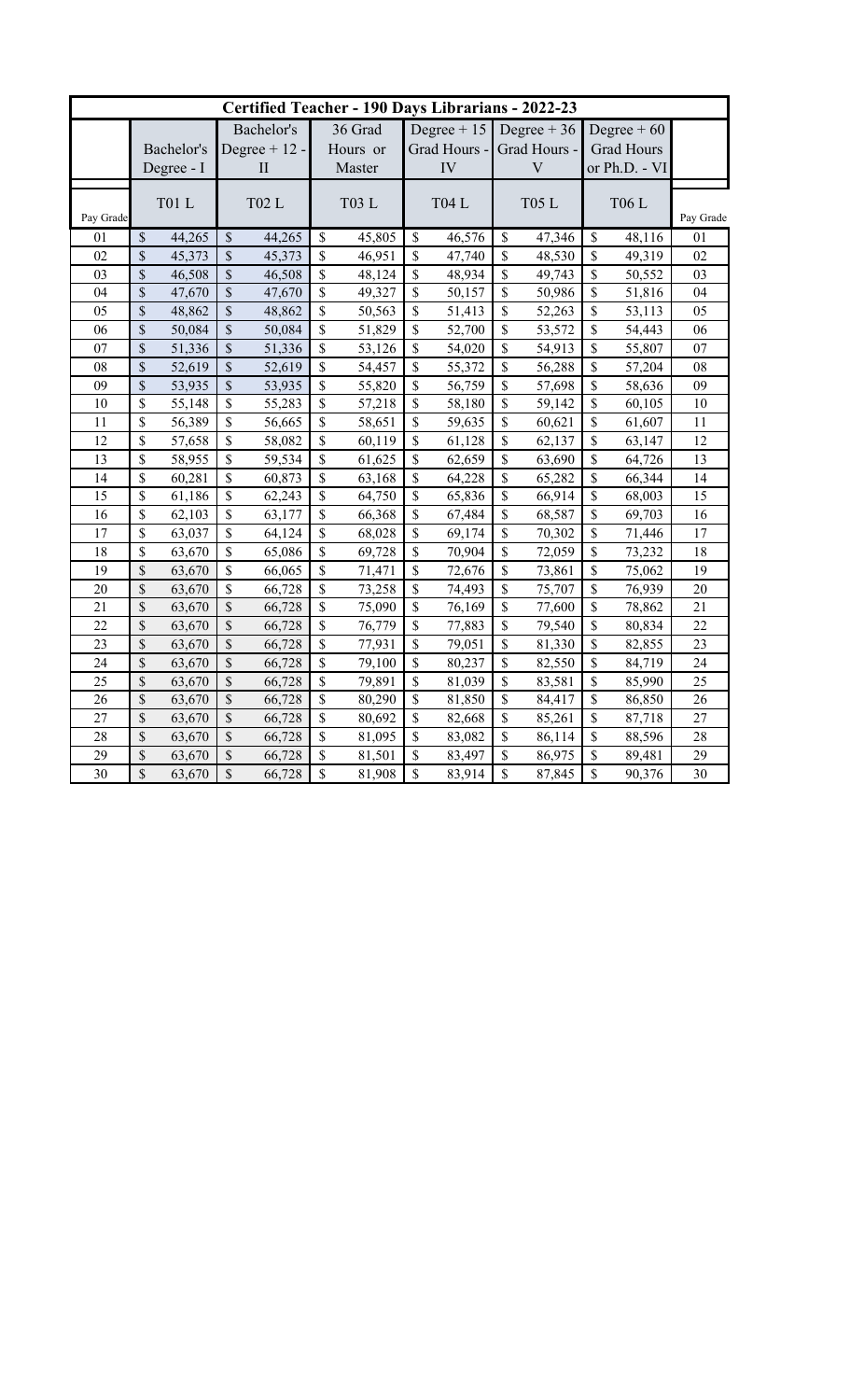| Certified Teacher - 190 Days Librarians - 2022-23 | | | | | | | |
|---|---|---|---|---|---|---|---|
| | Bachelor's Degree - I | Bachelor's Degree + 12 - II | 36 Grad Hours or Master | Degree + 15 Grad Hours - IV | Degree + 36 Grad Hours - V | Degree + 60 Grad Hours or Ph.D. - VI | |
| Pay Grade | T01 L | T02 L | T03 L | T04 L | T05 L | T06 L | Pay Grade |
| 01 | $ 44,265 | $ 44,265 | $ 45,805 | $ 46,576 | $ 47,346 | $ 48,116 | 01 |
| 02 | $ 45,373 | $ 45,373 | $ 46,951 | $ 47,740 | $ 48,530 | $ 49,319 | 02 |
| 03 | $ 46,508 | $ 46,508 | $ 48,124 | $ 48,934 | $ 49,743 | $ 50,552 | 03 |
| 04 | $ 47,670 | $ 47,670 | $ 49,327 | $ 50,157 | $ 50,986 | $ 51,816 | 04 |
| 05 | $ 48,862 | $ 48,862 | $ 50,563 | $ 51,413 | $ 52,263 | $ 53,113 | 05 |
| 06 | $ 50,084 | $ 50,084 | $ 51,829 | $ 52,700 | $ 53,572 | $ 54,443 | 06 |
| 07 | $ 51,336 | $ 51,336 | $ 53,126 | $ 54,020 | $ 54,913 | $ 55,807 | 07 |
| 08 | $ 52,619 | $ 52,619 | $ 54,457 | $ 55,372 | $ 56,288 | $ 57,204 | 08 |
| 09 | $ 53,935 | $ 53,935 | $ 55,820 | $ 56,759 | $ 57,698 | $ 58,636 | 09 |
| 10 | $ 55,148 | $ 55,283 | $ 57,218 | $ 58,180 | $ 59,142 | $ 60,105 | 10 |
| 11 | $ 56,389 | $ 56,665 | $ 58,651 | $ 59,635 | $ 60,621 | $ 61,607 | 11 |
| 12 | $ 57,658 | $ 58,082 | $ 60,119 | $ 61,128 | $ 62,137 | $ 63,147 | 12 |
| 13 | $ 58,955 | $ 59,534 | $ 61,625 | $ 62,659 | $ 63,690 | $ 64,726 | 13 |
| 14 | $ 60,281 | $ 60,873 | $ 63,168 | $ 64,228 | $ 65,282 | $ 66,344 | 14 |
| 15 | $ 61,186 | $ 62,243 | $ 64,750 | $ 65,836 | $ 66,914 | $ 68,003 | 15 |
| 16 | $ 62,103 | $ 63,177 | $ 66,368 | $ 67,484 | $ 68,587 | $ 69,703 | 16 |
| 17 | $ 63,037 | $ 64,124 | $ 68,028 | $ 69,174 | $ 70,302 | $ 71,446 | 17 |
| 18 | $ 63,670 | $ 65,086 | $ 69,728 | $ 70,904 | $ 72,059 | $ 73,232 | 18 |
| 19 | $ 63,670 | $ 66,065 | $ 71,471 | $ 72,676 | $ 73,861 | $ 75,062 | 19 |
| 20 | $ 63,670 | $ 66,728 | $ 73,258 | $ 74,493 | $ 75,707 | $ 76,939 | 20 |
| 21 | $ 63,670 | $ 66,728 | $ 75,090 | $ 76,169 | $ 77,600 | $ 78,862 | 21 |
| 22 | $ 63,670 | $ 66,728 | $ 76,779 | $ 77,883 | $ 79,540 | $ 80,834 | 22 |
| 23 | $ 63,670 | $ 66,728 | $ 77,931 | $ 79,051 | $ 81,330 | $ 82,855 | 23 |
| 24 | $ 63,670 | $ 66,728 | $ 79,100 | $ 80,237 | $ 82,550 | $ 84,719 | 24 |
| 25 | $ 63,670 | $ 66,728 | $ 79,891 | $ 81,039 | $ 83,581 | $ 85,990 | 25 |
| 26 | $ 63,670 | $ 66,728 | $ 80,290 | $ 81,850 | $ 84,417 | $ 86,850 | 26 |
| 27 | $ 63,670 | $ 66,728 | $ 80,692 | $ 82,668 | $ 85,261 | $ 87,718 | 27 |
| 28 | $ 63,670 | $ 66,728 | $ 81,095 | $ 83,082 | $ 86,114 | $ 88,596 | 28 |
| 29 | $ 63,670 | $ 66,728 | $ 81,501 | $ 83,497 | $ 86,975 | $ 89,481 | 29 |
| 30 | $ 63,670 | $ 66,728 | $ 81,908 | $ 83,914 | $ 87,845 | $ 90,376 | 30 |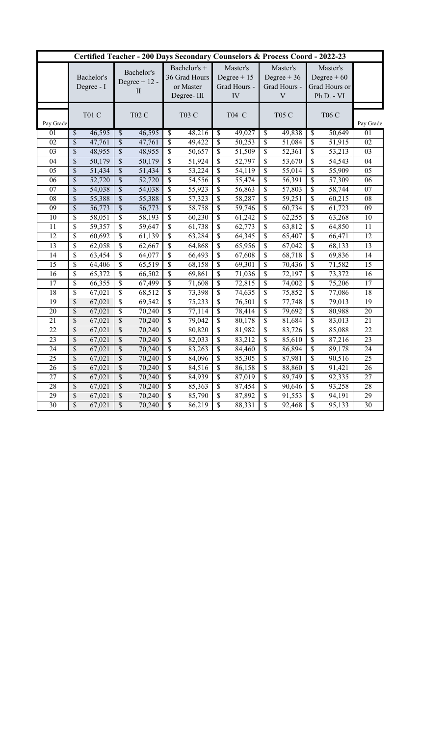| Certified Teacher - 200 Days Secondary Counselors & Process Coord - 2022-23 | | | | | | | |
|---|---|---|---|---|---|---|---|
| | Bachelor's Degree - I | Bachelor's Degree + 12 - II | Bachelor's + 36 Grad Hours or Master Degree- III | Master's Degree + 15 Grad Hours - IV | Master's Degree + 36 Grad Hours - V | Master's Degree + 60 Grad Hours or Ph.D. - VI | |
| Pay Grade | T01 C | T02 C | T03 C | T04 C | T05 C | T06 C | Pay Grade |
| 01 | $ 46,595 | $ 46,595 | $ 48,216 | $ 49,027 | $ 49,838 | $ 50,649 | 01 |
| 02 | $ 47,761 | $ 47,761 | $ 49,422 | $ 50,253 | $ 51,084 | $ 51,915 | 02 |
| 03 | $ 48,955 | $ 48,955 | $ 50,657 | $ 51,509 | $ 52,361 | $ 53,213 | 03 |
| 04 | $ 50,179 | $ 50,179 | $ 51,924 | $ 52,797 | $ 53,670 | $ 54,543 | 04 |
| 05 | $ 51,434 | $ 51,434 | $ 53,224 | $ 54,119 | $ 55,014 | $ 55,909 | 05 |
| 06 | $ 52,720 | $ 52,720 | $ 54,556 | $ 55,474 | $ 56,391 | $ 57,309 | 06 |
| 07 | $ 54,038 | $ 54,038 | $ 55,923 | $ 56,863 | $ 57,803 | $ 58,744 | 07 |
| 08 | $ 55,388 | $ 55,388 | $ 57,323 | $ 58,287 | $ 59,251 | $ 60,215 | 08 |
| 09 | $ 56,773 | $ 56,773 | $ 58,758 | $ 59,746 | $ 60,734 | $ 61,723 | 09 |
| 10 | $ 58,051 | $ 58,193 | $ 60,230 | $ 61,242 | $ 62,255 | $ 63,268 | 10 |
| 11 | $ 59,357 | $ 59,647 | $ 61,738 | $ 62,773 | $ 63,812 | $ 64,850 | 11 |
| 12 | $ 60,692 | $ 61,139 | $ 63,284 | $ 64,345 | $ 65,407 | $ 66,471 | 12 |
| 13 | $ 62,058 | $ 62,667 | $ 64,868 | $ 65,956 | $ 67,042 | $ 68,133 | 13 |
| 14 | $ 63,454 | $ 64,077 | $ 66,493 | $ 67,608 | $ 68,718 | $ 69,836 | 14 |
| 15 | $ 64,406 | $ 65,519 | $ 68,158 | $ 69,301 | $ 70,436 | $ 71,582 | 15 |
| 16 | $ 65,372 | $ 66,502 | $ 69,861 | $ 71,036 | $ 72,197 | $ 73,372 | 16 |
| 17 | $ 66,355 | $ 67,499 | $ 71,608 | $ 72,815 | $ 74,002 | $ 75,206 | 17 |
| 18 | $ 67,021 | $ 68,512 | $ 73,398 | $ 74,635 | $ 75,852 | $ 77,086 | 18 |
| 19 | $ 67,021 | $ 69,542 | $ 75,233 | $ 76,501 | $ 77,748 | $ 79,013 | 19 |
| 20 | $ 67,021 | $ 70,240 | $ 77,114 | $ 78,414 | $ 79,692 | $ 80,988 | 20 |
| 21 | $ 67,021 | $ 70,240 | $ 79,042 | $ 80,178 | $ 81,684 | $ 83,013 | 21 |
| 22 | $ 67,021 | $ 70,240 | $ 80,820 | $ 81,982 | $ 83,726 | $ 85,088 | 22 |
| 23 | $ 67,021 | $ 70,240 | $ 82,033 | $ 83,212 | $ 85,610 | $ 87,216 | 23 |
| 24 | $ 67,021 | $ 70,240 | $ 83,263 | $ 84,460 | $ 86,894 | $ 89,178 | 24 |
| 25 | $ 67,021 | $ 70,240 | $ 84,096 | $ 85,305 | $ 87,981 | $ 90,516 | 25 |
| 26 | $ 67,021 | $ 70,240 | $ 84,516 | $ 86,158 | $ 88,860 | $ 91,421 | 26 |
| 27 | $ 67,021 | $ 70,240 | $ 84,939 | $ 87,019 | $ 89,749 | $ 92,335 | 27 |
| 28 | $ 67,021 | $ 70,240 | $ 85,363 | $ 87,454 | $ 90,646 | $ 93,258 | 28 |
| 29 | $ 67,021 | $ 70,240 | $ 85,790 | $ 87,892 | $ 91,553 | $ 94,191 | 29 |
| 30 | $ 67,021 | $ 70,240 | $ 86,219 | $ 88,331 | $ 92,468 | $ 95,133 | 30 |